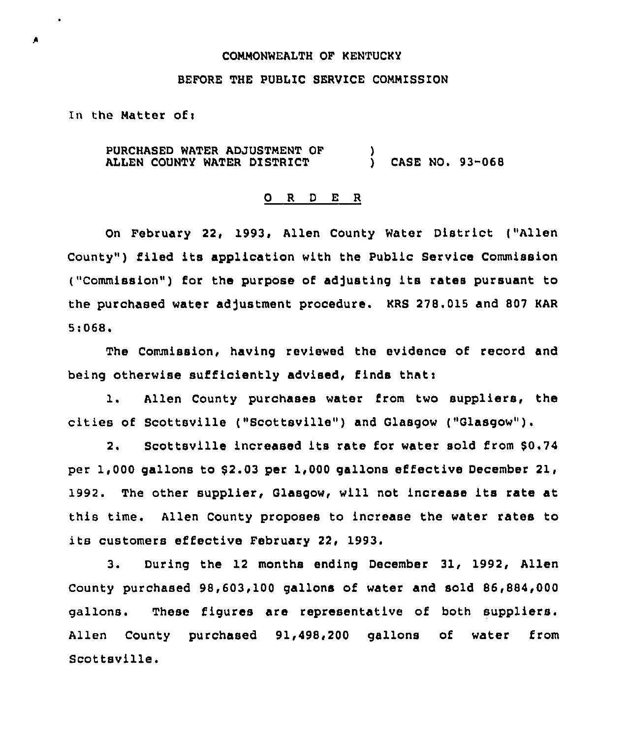COMMONWEALTH OF KENTUCKY

BEFORE THE PUBLIC SERVICE COMMISSION

In the Matter of:

PURCHASED WATER ADJUSTMENT OF ALLEN COUNTY WATER DISTRICT ) CASE NO. 93-068

## O R D E R

On February 22, 1993, Allen County Water District ("Allen County") filed its application with the Public Service Commission ("Commission") for the purpose of adjusting its rates pursuant to the purchased water adjustment procedure. KRS 278.015 and 807 KAR 5:068.

The Commission, having reviewed the evidence of record and being otherwise sufficiently advised, finds that:

1. Allen County purchases water from two suppliers, the cities of Scottsville ("Scottsville") and Glasgow ("Glasgow").

2. Scottsville increased its rate for water sold from $0.74 per 1,000 gallons to $2.03 per 1,000 gallons effective December 21, 1992. The other supplier, Glasgow, will not increase its rate at this time. Allen County proposes to increase the water rates to its customers effective February 22, 1993.

3. During the 12 months ending December 31, 1992, Allen County purchased 98,603,100 gallons of water and sold 86,884,000 gallons. These figures are representative of both suppliers. Allen County purchased 91,498,200 gallons of water from Scottsville.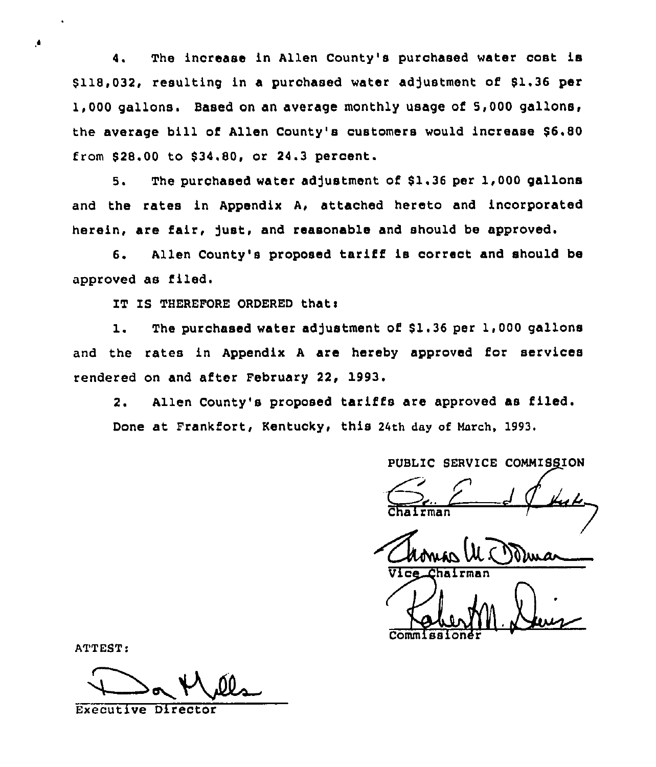4. The increase in Allen County's purchased water cost is $118,032, resulting in a purchased water adjustment of $1.36 per 1,000 gallons. Based on an average monthly usage of 5,000 gallons, the average bill of Allen County's customers would increase $6.80 from $28.00 to $34.80, or 24.3 percent.

5. The purchased water adjustment of $1.36 per 1,000 gallons and the rates in Appendix A, attached hereto and incorporated herein, are fair, just, and reasonable and should be approved.

6. Allen County's proposed tariff is correct and should be approved as filed.

IT IS THEREFORE ORDERED that:

1. The purchased water adjustment of $1.36 per 1,000 gallons and the rates in Appendix A are hereby approved for services rendered on and after February 22, 1993.

2. Allen County's proposed tariffs are approved as filed.

Done at Frankfort, Kentucky, this 24th day of March, 1993.

PUBLIC SERVICE COMMISSION

Chairman

Vice Chairman

Commissioner

ATTEST:

Executive Director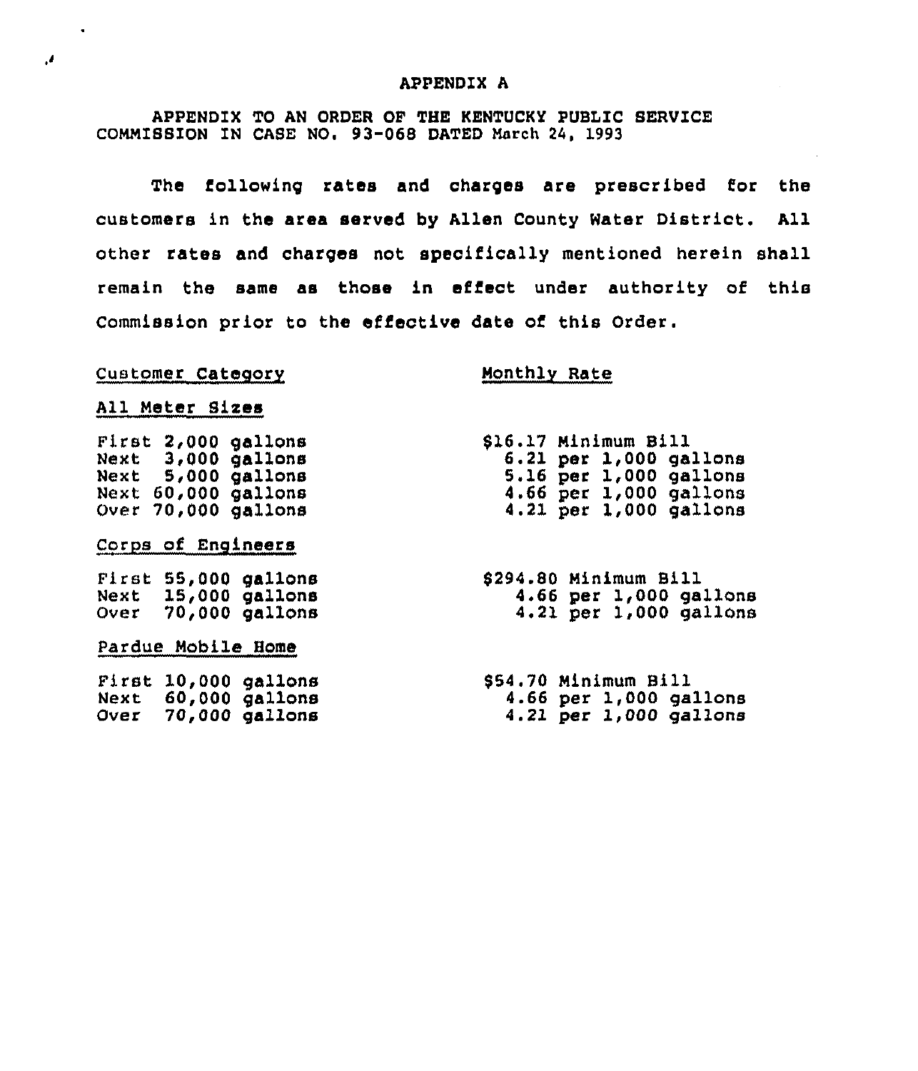# APPENDIX A

APPENDIX TO AN ORDER OF THE KENTUCKY PUBLIC SERVICE COMMISSION IN CASE NO. 93-068 DATED March 24, 1993

The following rates and charges are prescribed for the customers in the area served by Allen County Water District. All other rates and charges not specifically mentioned herein shall remain the same as those in effect under authority of this Commission prior to the effective date of this Order.

| Customer Category | Monthly Rate |
|---|---|
| **All Meter Sizes** | |
| First 2,000 gallons | $16.17 Minimum Bill |
| Next 3,000 gallons | 6.21 per 1,000 gallons |
| Next 5,000 gallons | 5.16 per 1,000 gallons |
| Next 60,000 gallons | 4.66 per 1,000 gallons |
| Over 70,000 gallons | 4.21 per 1,000 gallons |
| **Corps of Engineers** | |
| First 55,000 gallons | $294.80 Minimum Bill |
| Next 15,000 gallons | 4.66 per 1,000 gallons |
| Over 70,000 gallons | 4.21 per 1,000 gallons |
| **Pardue Mobile Home** | |
| First 10,000 gallons | $54.70 Minimum Bill |
| Next 60,000 gallons | 4.66 per 1,000 gallons |
| Over 70,000 gallons | 4.21 per 1,000 gallons |